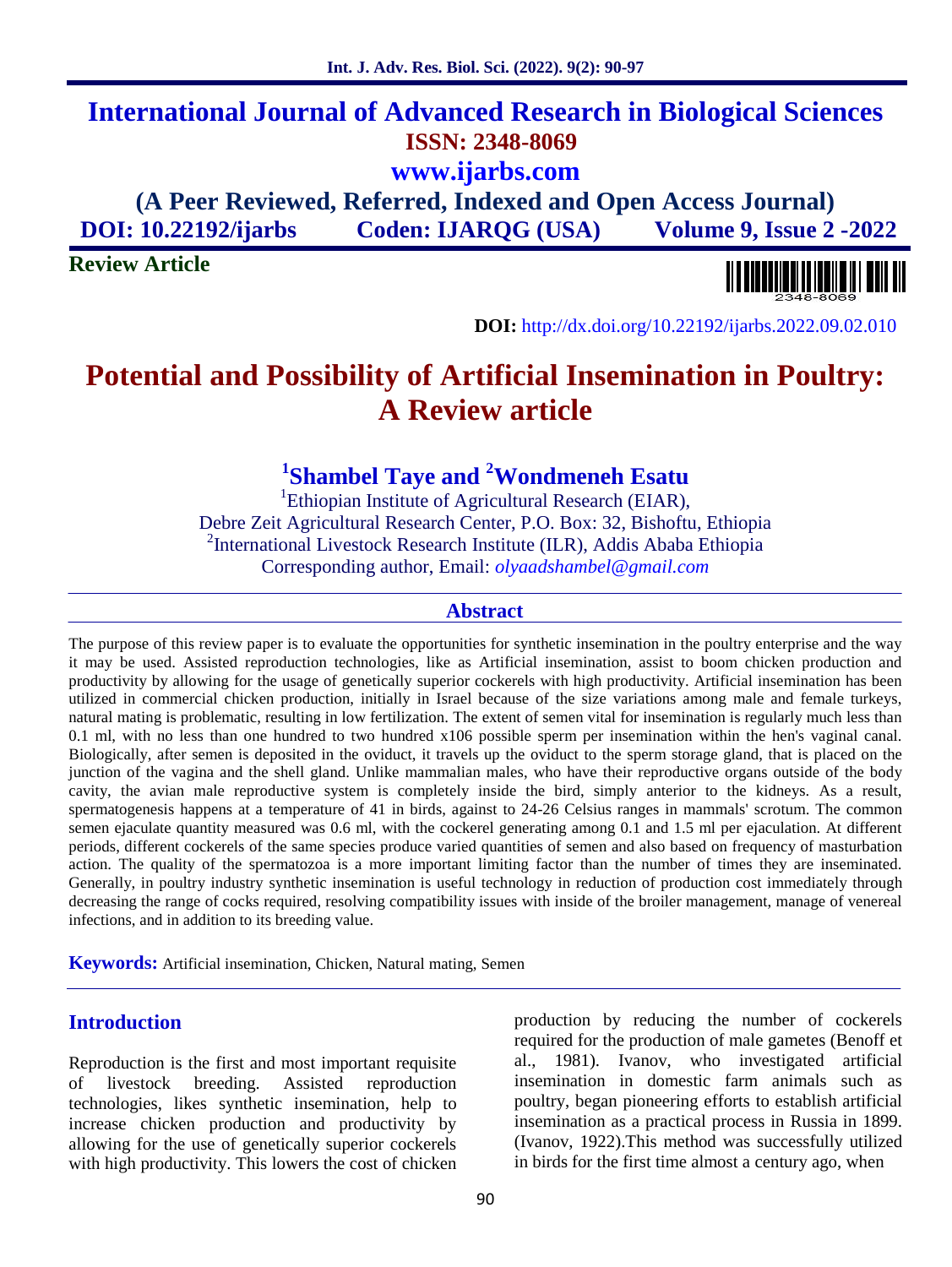# International Journal of Advanced Research in Biological Sciences

**ISSN: 2348-8069**

**www.ijarbs.com**

**(A Peer Reviewed, Referred, Indexed and Open Access Journal)**

**DOI: 10.22192/ijarbs Coden: IJARQG (USA) Volume 9, Issue 2 -2022**

**Review Article**

**DOI:** http://dx.doi.org/10.22192/ijarbs.2022.09.02.010

# Potential and Possibility of Artificial Insemination in Poultry: A Review article

**[1]Shambel Taye and [2]Wondmeneh Esatu**

[1]Ethiopian Institute of Agricultural Research (EIAR), Debre Zeit Agricultural Research Center, P.O. Box: 32, Bishoftu, Ethiopia

[2]International Livestock Research Institute (ILR), Addis Ababa Ethiopia

Corresponding author, Email: *olyaadshambel@gmail.com*

## Abstract

The purpose of this review paper is to evaluate the opportunities for synthetic insemination in the poultry enterprise and the way it may be used. Assisted reproduction technologies, like as Artificial insemination, assist to boom chicken production and productivity by allowing for the usage of genetically superior cockerels with high productivity. Artificial insemination has been utilized in commercial chicken production, initially in Israel because of the size variations among male and female turkeys, natural mating is problematic, resulting in low fertilization. The extent of semen vital for insemination is regularly much less than 0.1 ml, with no less than one hundred to two hundred x106 possible sperm per insemination within the hen's vaginal canal. Biologically, after semen is deposited in the oviduct, it travels up the oviduct to the sperm storage gland, that is placed on the junction of the vagina and the shell gland. Unlike mammalian males, who have their reproductive organs outside of the body cavity, the avian male reproductive system is completely inside the bird, simply anterior to the kidneys. As a result, spermatogenesis happens at a temperature of 41 in birds, against to 24-26 Celsius ranges in mammals' scrotum. The common semen ejaculate quantity measured was 0.6 ml, with the cockerel generating among 0.1 and 1.5 ml per ejaculation. At different periods, different cockerels of the same species produce varied quantities of semen and also based on frequency of masturbation action. The quality of the spermatozoa is a more important limiting factor than the number of times they are inseminated. Generally, in poultry industry synthetic insemination is useful technology in reduction of production cost immediately through decreasing the range of cocks required, resolving compatibility issues with inside of the broiler management, manage of venereal infections, and in addition to its breeding value.

**Keywords:** Artificial insemination, Chicken, Natural mating, Semen

## Introduction

Reproduction is the first and most important requisite of livestock breeding. Assisted reproduction technologies, likes synthetic insemination, help to increase chicken production and productivity by allowing for the use of genetically superior cockerels with high productivity. This lowers the cost of chicken production by reducing the number of cockerels required for the production of male gametes (Benoff et al., 1981). Ivanov, who investigated artificial insemination in domestic farm animals such as poultry, began pioneering efforts to establish artificial insemination as a practical process in Russia in 1899. (Ivanov, 1922).This method was successfully utilized in birds for the first time almost a century ago, when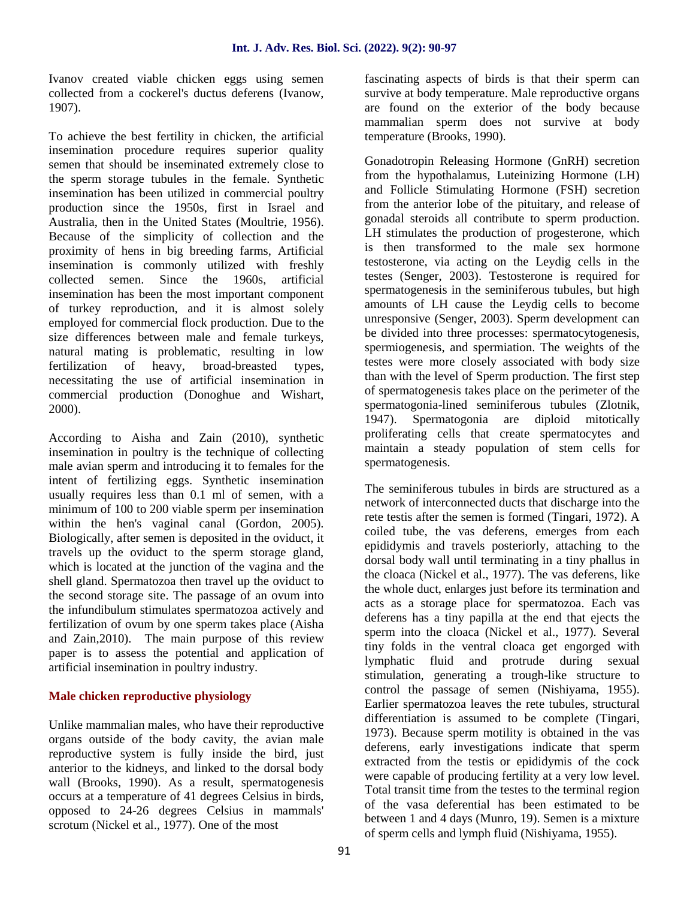Ivanov created viable chicken eggs using semen collected from a cockerel's ductus deferens (Ivanow, 1907).

To achieve the best fertility in chicken, the artificial insemination procedure requires superior quality semen that should be inseminated extremely close to the sperm storage tubules in the female. Synthetic insemination has been utilized in commercial poultry production since the 1950s, first in Israel and Australia, then in the United States (Moultrie, 1956). Because of the simplicity of collection and the proximity of hens in big breeding farms, Artificial insemination is commonly utilized with freshly collected semen. Since the 1960s, artificial insemination has been the most important component of turkey reproduction, and it is almost solely employed for commercial flock production. Due to the size differences between male and female turkeys, natural mating is problematic, resulting in low fertilization of heavy, broad-breasted types, necessitating the use of artificial insemination in commercial production (Donoghue and Wishart, 2000).

According to Aisha and Zain (2010), synthetic insemination in poultry is the technique of collecting male avian sperm and introducing it to females for the intent of fertilizing eggs. Synthetic insemination usually requires less than 0.1 ml of semen, with a minimum of 100 to 200 viable sperm per insemination within the hen's vaginal canal (Gordon, 2005). Biologically, after semen is deposited in the oviduct, it travels up the oviduct to the sperm storage gland, which is located at the junction of the vagina and the shell gland. Spermatozoa then travel up the oviduct to the second storage site. The passage of an ovum into the infundibulum stimulates spermatozoa actively and fertilization of ovum by one sperm takes place (Aisha and Zain,2010). The main purpose of this review paper is to assess the potential and application of artificial insemination in poultry industry.

## Male chicken reproductive physiology

Unlike mammalian males, who have their reproductive organs outside of the body cavity, the avian male reproductive system is fully inside the bird, just anterior to the kidneys, and linked to the dorsal body wall (Brooks, 1990). As a result, spermatogenesis occurs at a temperature of 41 degrees Celsius in birds, opposed to 24-26 degrees Celsius in mammals' scrotum (Nickel et al., 1977). One of the most fascinating aspects of birds is that their sperm can survive at body temperature. Male reproductive organs are found on the exterior of the body because mammalian sperm does not survive at body temperature (Brooks, 1990).

Gonadotropin Releasing Hormone (GnRH) secretion from the hypothalamus, Luteinizing Hormone (LH) and Follicle Stimulating Hormone (FSH) secretion from the anterior lobe of the pituitary, and release of gonadal steroids all contribute to sperm production. LH stimulates the production of progesterone, which is then transformed to the male sex hormone testosterone, via acting on the Leydig cells in the testes (Senger, 2003). Testosterone is required for spermatogenesis in the seminiferous tubules, but high amounts of LH cause the Leydig cells to become unresponsive (Senger, 2003). Sperm development can be divided into three processes: spermatocytogenesis, spermiogenesis, and spermiation. The weights of the testes were more closely associated with body size than with the level of Sperm production. The first step of spermatogenesis takes place on the perimeter of the spermatogonia-lined seminiferous tubules (Zlotnik, 1947). Spermatogonia are diploid mitotically proliferating cells that create spermatocytes and maintain a steady population of stem cells for spermatogenesis.

The seminiferous tubules in birds are structured as a network of interconnected ducts that discharge into the rete testis after the semen is formed (Tingari, 1972). A coiled tube, the vas deferens, emerges from each epididymis and travels posteriorly, attaching to the dorsal body wall until terminating in a tiny phallus in the cloaca (Nickel et al., 1977). The vas deferens, like the whole duct, enlarges just before its termination and acts as a storage place for spermatozoa. Each vas deferens has a tiny papilla at the end that ejects the sperm into the cloaca (Nickel et al., 1977). Several tiny folds in the ventral cloaca get engorged with lymphatic fluid and protrude during sexual stimulation, generating a trough-like structure to control the passage of semen (Nishiyama, 1955). Earlier spermatozoa leaves the rete tubules, structural differentiation is assumed to be complete (Tingari, 1973). Because sperm motility is obtained in the vas deferens, early investigations indicate that sperm extracted from the testis or epididymis of the cock were capable of producing fertility at a very low level. Total transit time from the testes to the terminal region of the vasa deferential has been estimated to be between 1 and 4 days (Munro, 19). Semen is a mixture of sperm cells and lymph fluid (Nishiyama, 1955).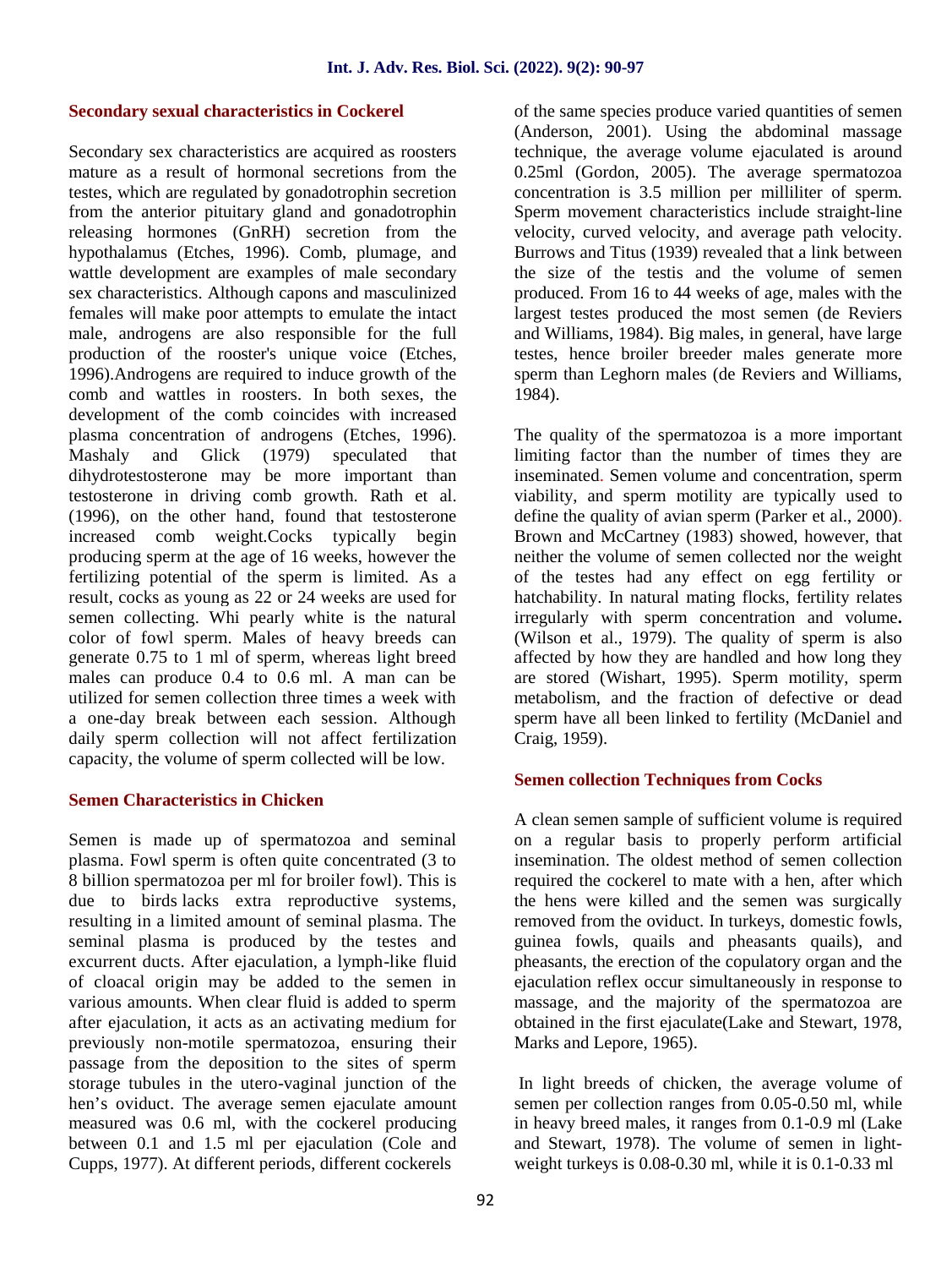## Secondary sexual characteristics in Cockerel

Secondary sex characteristics are acquired as roosters mature as a result of hormonal secretions from the testes, which are regulated by gonadotrophin secretion from the anterior pituitary gland and gonadotrophin releasing hormones (GnRH) secretion from the hypothalamus (Etches, 1996). Comb, plumage, and wattle development are examples of male secondary sex characteristics. Although capons and masculinized females will make poor attempts to emulate the intact male, androgens are also responsible for the full production of the rooster's unique voice (Etches, 1996).Androgens are required to induce growth of the comb and wattles in roosters. In both sexes, the development of the comb coincides with increased plasma concentration of androgens (Etches, 1996). Mashaly and Glick (1979) speculated that dihydrotestosterone may be more important than testosterone in driving comb growth. Rath et al. (1996), on the other hand, found that testosterone increased comb weight.Cocks typically begin producing sperm at the age of 16 weeks, however the fertilizing potential of the sperm is limited. As a result, cocks as young as 22 or 24 weeks are used for semen collecting. Whi pearly white is the natural color of fowl sperm. Males of heavy breeds can generate 0.75 to 1 ml of sperm, whereas light breed males can produce 0.4 to 0.6 ml. A man can be utilized for semen collection three times a week with a one-day break between each session. Although daily sperm collection will not affect fertilization capacity, the volume of sperm collected will be low.

## Semen Characteristics in Chicken

Semen is made up of spermatozoa and seminal plasma. Fowl sperm is often quite concentrated (3 to 8 billion spermatozoa per ml for broiler fowl). This is due to birds lacks extra reproductive systems, resulting in a limited amount of seminal plasma. The seminal plasma is produced by the testes and excurrent ducts. After ejaculation, a lymph-like fluid of cloacal origin may be added to the semen in various amounts. When clear fluid is added to sperm after ejaculation, it acts as an activating medium for previously non-motile spermatozoa, ensuring their passage from the deposition to the sites of sperm storage tubules in the utero-vaginal junction of the hen's oviduct. The average semen ejaculate amount measured was 0.6 ml, with the cockerel producing between 0.1 and 1.5 ml per ejaculation (Cole and Cupps, 1977). At different periods, different cockerels of the same species produce varied quantities of semen (Anderson, 2001). Using the abdominal massage technique, the average volume ejaculated is around 0.25ml (Gordon, 2005). The average spermatozoa concentration is 3.5 million per milliliter of sperm. Sperm movement characteristics include straight-line velocity, curved velocity, and average path velocity. Burrows and Titus (1939) revealed that a link between the size of the testis and the volume of semen produced. From 16 to 44 weeks of age, males with the largest testes produced the most semen (de Reviers and Williams, 1984). Big males, in general, have large testes, hence broiler breeder males generate more sperm than Leghorn males (de Reviers and Williams, 1984).

The quality of the spermatozoa is a more important limiting factor than the number of times they are inseminated. Semen volume and concentration, sperm viability, and sperm motility are typically used to define the quality of avian sperm (Parker et al., 2000). Brown and McCartney (1983) showed, however, that neither the volume of semen collected nor the weight of the testes had any effect on egg fertility or hatchability. In natural mating flocks, fertility relates irregularly with sperm concentration and volume. (Wilson et al., 1979). The quality of sperm is also affected by how they are handled and how long they are stored (Wishart, 1995). Sperm motility, sperm metabolism, and the fraction of defective or dead sperm have all been linked to fertility (McDaniel and Craig, 1959).

## Semen collection Techniques from Cocks

A clean semen sample of sufficient volume is required on a regular basis to properly perform artificial insemination. The oldest method of semen collection required the cockerel to mate with a hen, after which the hens were killed and the semen was surgically removed from the oviduct. In turkeys, domestic fowls, guinea fowls, quails and pheasants quails), and pheasants, the erection of the copulatory organ and the ejaculation reflex occur simultaneously in response to massage, and the majority of the spermatozoa are obtained in the first ejaculate(Lake and Stewart, 1978, Marks and Lepore, 1965).

In light breeds of chicken, the average volume of semen per collection ranges from 0.05-0.50 ml, while in heavy breed males, it ranges from 0.1-0.9 ml (Lake and Stewart, 1978). The volume of semen in light-weight turkeys is 0.08-0.30 ml, while it is 0.1-0.33 ml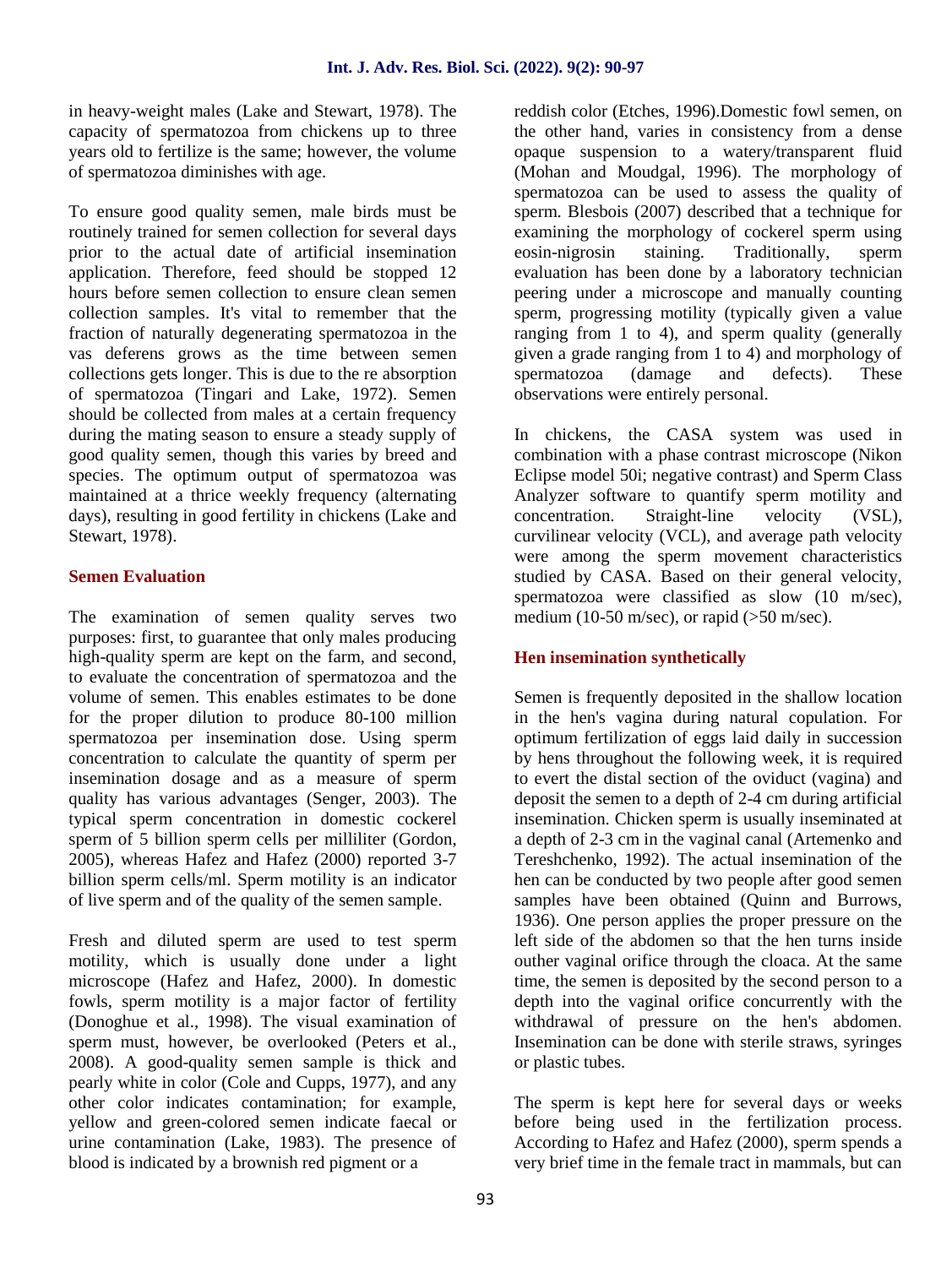in heavy-weight males (Lake and Stewart, 1978). The capacity of spermatozoa from chickens up to three years old to fertilize is the same; however, the volume of spermatozoa diminishes with age.

To ensure good quality semen, male birds must be routinely trained for semen collection for several days prior to the actual date of artificial insemination application. Therefore, feed should be stopped 12 hours before semen collection to ensure clean semen collection samples. It's vital to remember that the fraction of naturally degenerating spermatozoa in the vas deferens grows as the time between semen collections gets longer. This is due to the re absorption of spermatozoa (Tingari and Lake, 1972). Semen should be collected from males at a certain frequency during the mating season to ensure a steady supply of good quality semen, though this varies by breed and species. The optimum output of spermatozoa was maintained at a thrice weekly frequency (alternating days), resulting in good fertility in chickens (Lake and Stewart, 1978).

## Semen Evaluation

The examination of semen quality serves two purposes: first, to guarantee that only males producing high-quality sperm are kept on the farm, and second, to evaluate the concentration of spermatozoa and the volume of semen. This enables estimates to be done for the proper dilution to produce 80-100 million spermatozoa per insemination dose. Using sperm concentration to calculate the quantity of sperm per insemination dosage and as a measure of sperm quality has various advantages (Senger, 2003). The typical sperm concentration in domestic cockerel sperm of 5 billion sperm cells per milliliter (Gordon, 2005), whereas Hafez and Hafez (2000) reported 3-7 billion sperm cells/ml. Sperm motility is an indicator of live sperm and of the quality of the semen sample.

Fresh and diluted sperm are used to test sperm motility, which is usually done under a light microscope (Hafez and Hafez, 2000). In domestic fowls, sperm motility is a major factor of fertility (Donoghue et al., 1998). The visual examination of sperm must, however, be overlooked (Peters et al., 2008). A good-quality semen sample is thick and pearly white in color (Cole and Cupps, 1977), and any other color indicates contamination; for example, yellow and green-colored semen indicate faecal or urine contamination (Lake, 1983). The presence of blood is indicated by a brownish red pigment or a reddish color (Etches, 1996).Domestic fowl semen, on the other hand, varies in consistency from a dense opaque suspension to a watery/transparent fluid (Mohan and Moudgal, 1996). The morphology of spermatozoa can be used to assess the quality of sperm. Blesbois (2007) described that a technique for examining the morphology of cockerel sperm using eosin-nigrosin staining. Traditionally, sperm evaluation has been done by a laboratory technician peering under a microscope and manually counting sperm, progressing motility (typically given a value ranging from 1 to 4), and sperm quality (generally given a grade ranging from 1 to 4) and morphology of spermatozoa (damage and defects). These observations were entirely personal.

In chickens, the CASA system was used in combination with a phase contrast microscope (Nikon Eclipse model 50i; negative contrast) and Sperm Class Analyzer software to quantify sperm motility and concentration. Straight-line velocity (VSL), curvilinear velocity (VCL), and average path velocity were among the sperm movement characteristics studied by CASA. Based on their general velocity, spermatozoa were classified as slow (10 m/sec), medium (10-50 m/sec), or rapid (>50 m/sec).

## Hen insemination synthetically

Semen is frequently deposited in the shallow location in the hen's vagina during natural copulation. For optimum fertilization of eggs laid daily in succession by hens throughout the following week, it is required to evert the distal section of the oviduct (vagina) and deposit the semen to a depth of 2-4 cm during artificial insemination. Chicken sperm is usually inseminated at a depth of 2-3 cm in the vaginal canal (Artemenko and Tereshchenko, 1992). The actual insemination of the hen can be conducted by two people after good semen samples have been obtained (Quinn and Burrows, 1936). One person applies the proper pressure on the left side of the abdomen so that the hen turns inside outher vaginal orifice through the cloaca. At the same time, the semen is deposited by the second person to a depth into the vaginal orifice concurrently with the withdrawal of pressure on the hen's abdomen. Insemination can be done with sterile straws, syringes or plastic tubes.

The sperm is kept here for several days or weeks before being used in the fertilization process. According to Hafez and Hafez (2000), sperm spends a very brief time in the female tract in mammals, but can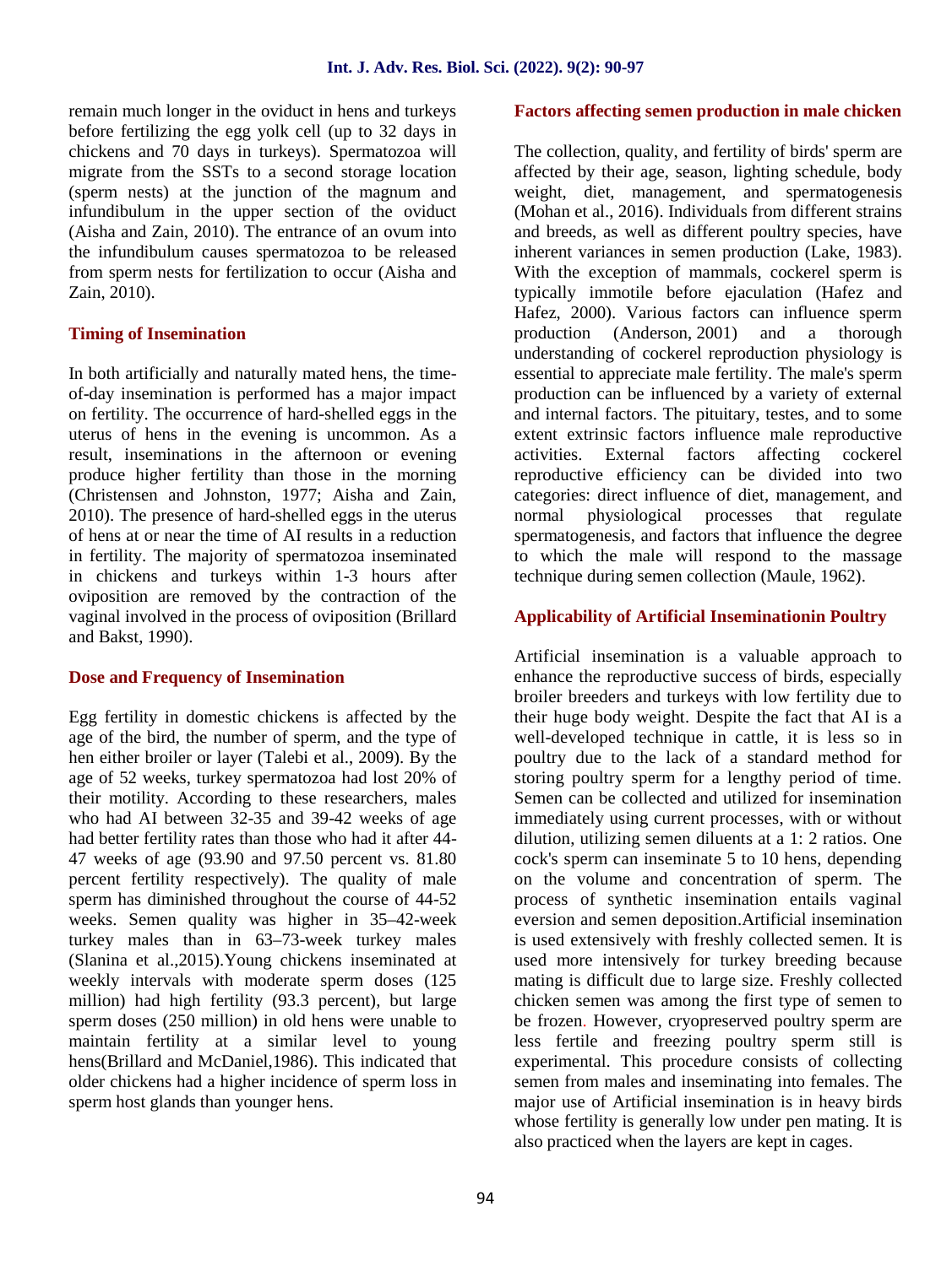remain much longer in the oviduct in hens and turkeys before fertilizing the egg yolk cell (up to 32 days in chickens and 70 days in turkeys). Spermatozoa will migrate from the SSTs to a second storage location (sperm nests) at the junction of the magnum and infundibulum in the upper section of the oviduct (Aisha and Zain, 2010). The entrance of an ovum into the infundibulum causes spermatozoa to be released from sperm nests for fertilization to occur (Aisha and Zain, 2010).

## Timing of Insemination

In both artificially and naturally mated hens, the time-of-day insemination is performed has a major impact on fertility. The occurrence of hard-shelled eggs in the uterus of hens in the evening is uncommon. As a result, inseminations in the afternoon or evening produce higher fertility than those in the morning (Christensen and Johnston, 1977; Aisha and Zain, 2010). The presence of hard-shelled eggs in the uterus of hens at or near the time of AI results in a reduction in fertility. The majority of spermatozoa inseminated in chickens and turkeys within 1-3 hours after oviposition are removed by the contraction of the vaginal involved in the process of oviposition (Brillard and Bakst, 1990).

## Dose and Frequency of Insemination

Egg fertility in domestic chickens is affected by the age of the bird, the number of sperm, and the type of hen either broiler or layer (Talebi et al., 2009). By the age of 52 weeks, turkey spermatozoa had lost 20% of their motility. According to these researchers, males who had AI between 32-35 and 39-42 weeks of age had better fertility rates than those who had it after 44-47 weeks of age (93.90 and 97.50 percent vs. 81.80 percent fertility respectively). The quality of male sperm has diminished throughout the course of 44-52 weeks. Semen quality was higher in 35–42-week turkey males than in 63–73-week turkey males (Slanina et al.,2015).Young chickens inseminated at weekly intervals with moderate sperm doses (125 million) had high fertility (93.3 percent), but large sperm doses (250 million) in old hens were unable to maintain fertility at a similar level to young hens(Brillard and McDaniel,1986). This indicated that older chickens had a higher incidence of sperm loss in sperm host glands than younger hens.

## Factors affecting semen production in male chicken

The collection, quality, and fertility of birds' sperm are affected by their age, season, lighting schedule, body weight, diet, management, and spermatogenesis (Mohan et al., 2016). Individuals from different strains and breeds, as well as different poultry species, have inherent variances in semen production (Lake, 1983). With the exception of mammals, cockerel sperm is typically immotile before ejaculation (Hafez and Hafez, 2000). Various factors can influence sperm production (Anderson, 2001) and a thorough understanding of cockerel reproduction physiology is essential to appreciate male fertility. The male's sperm production can be influenced by a variety of external and internal factors. The pituitary, testes, and to some extent extrinsic factors influence male reproductive activities. External factors affecting cockerel reproductive efficiency can be divided into two categories: direct influence of diet, management, and normal physiological processes that regulate spermatogenesis, and factors that influence the degree to which the male will respond to the massage technique during semen collection (Maule, 1962).

## Applicability of Artificial Inseminationin Poultry

Artificial insemination is a valuable approach to enhance the reproductive success of birds, especially broiler breeders and turkeys with low fertility due to their huge body weight. Despite the fact that AI is a well-developed technique in cattle, it is less so in poultry due to the lack of a standard method for storing poultry sperm for a lengthy period of time. Semen can be collected and utilized for insemination immediately using current processes, with or without dilution, utilizing semen diluents at a 1: 2 ratios. One cock's sperm can inseminate 5 to 10 hens, depending on the volume and concentration of sperm. The process of synthetic insemination entails vaginal eversion and semen deposition.Artificial insemination is used extensively with freshly collected semen. It is used more intensively for turkey breeding because mating is difficult due to large size. Freshly collected chicken semen was among the first type of semen to be frozen. However, cryopreserved poultry sperm are less fertile and freezing poultry sperm still is experimental. This procedure consists of collecting semen from males and inseminating into females. The major use of Artificial insemination is in heavy birds whose fertility is generally low under pen mating. It is also practiced when the layers are kept in cages.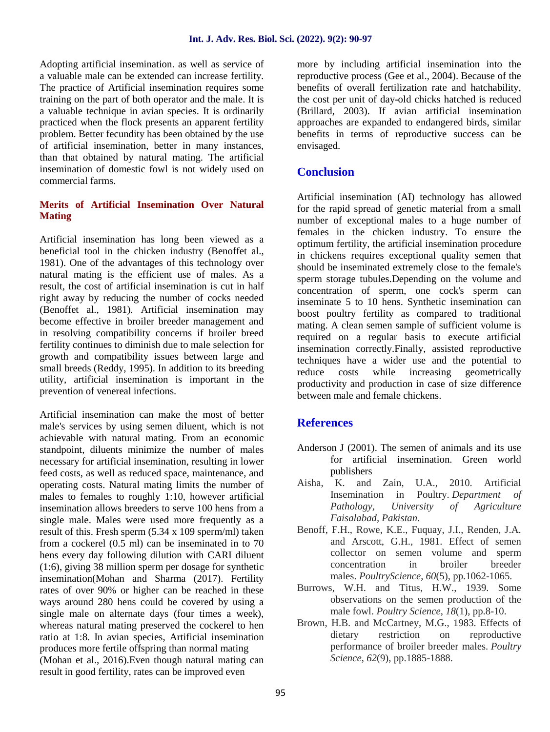Adopting artificial insemination. as well as service of a valuable male can be extended can increase fertility. The practice of Artificial insemination requires some training on the part of both operator and the male. It is a valuable technique in avian species. It is ordinarily practiced when the flock presents an apparent fertility problem. Better fecundity has been obtained by the use of artificial insemination, better in many instances, than that obtained by natural mating. The artificial insemination of domestic fowl is not widely used on commercial farms.

### Merits of Artificial Insemination Over Natural Mating

Artificial insemination has long been viewed as a beneficial tool in the chicken industry (Benoffet al., 1981). One of the advantages of this technology over natural mating is the efficient use of males. As a result, the cost of artificial insemination is cut in half right away by reducing the number of cocks needed (Benoffet al., 1981). Artificial insemination may become effective in broiler breeder management and in resolving compatibility concerns if broiler breed fertility continues to diminish due to male selection for growth and compatibility issues between large and small breeds (Reddy, 1995). In addition to its breeding utility, artificial insemination is important in the prevention of venereal infections.

Artificial insemination can make the most of better male's services by using semen diluent, which is not achievable with natural mating. From an economic standpoint, diluents minimize the number of males necessary for artificial insemination, resulting in lower feed costs, as well as reduced space, maintenance, and operating costs. Natural mating limits the number of males to females to roughly 1:10, however artificial insemination allows breeders to serve 100 hens from a single male. Males were used more frequently as a result of this. Fresh sperm (5.34 x 109 sperm/ml) taken from a cockerel (0.5 ml) can be inseminated in to 70 hens every day following dilution with CARI diluent (1:6), giving 38 million sperm per dosage for synthetic insemination(Mohan and Sharma (2017). Fertility rates of over 90% or higher can be reached in these ways around 280 hens could be covered by using a single male on alternate days (four times a week), whereas natural mating preserved the cockerel to hen ratio at 1:8. In avian species, Artificial insemination produces more fertile offspring than normal mating (Mohan et al., 2016).Even though natural mating can result in good fertility, rates can be improved even more by including artificial insemination into the reproductive process (Gee et al., 2004). Because of the benefits of overall fertilization rate and hatchability, the cost per unit of day-old chicks hatched is reduced (Brillard, 2003). If avian artificial insemination approaches are expanded to endangered birds, similar benefits in terms of reproductive success can be envisaged.

## Conclusion

Artificial insemination (AI) technology has allowed for the rapid spread of genetic material from a small number of exceptional males to a huge number of females in the chicken industry. To ensure the optimum fertility, the artificial insemination procedure in chickens requires exceptional quality semen that should be inseminated extremely close to the female's sperm storage tubules.Depending on the volume and concentration of sperm, one cock's sperm can inseminate 5 to 10 hens. Synthetic insemination can boost poultry fertility as compared to traditional mating. A clean semen sample of sufficient volume is required on a regular basis to execute artificial insemination correctly.Finally, assisted reproductive techniques have a wider use and the potential to reduce costs while increasing geometrically productivity and production in case of size difference between male and female chickens.

## References

- Anderson J (2001). The semen of animals and its use for artificial insemination. Green world publishers
- Aisha, K. and Zain, U.A., 2010. Artificial Insemination in Poultry. *Department of Pathology, University of Agriculture Faisalabad, Pakistan*.
- Benoff, F.H., Rowe, K.E., Fuquay, J.I., Renden, J.A. and Arscott, G.H., 1981. Effect of semen collector on semen volume and sperm concentration in broiler breeder males. *PoultryScience*, *60*(5), pp.1062-1065.
- Burrows, W.H. and Titus, H.W., 1939. Some observations on the semen production of the male fowl. *Poultry Science*, *18*(1), pp.8-10.
- Brown, H.B. and McCartney, M.G., 1983. Effects of dietary restriction on reproductive performance of broiler breeder males. *Poultry Science*, *62*(9), pp.1885-1888.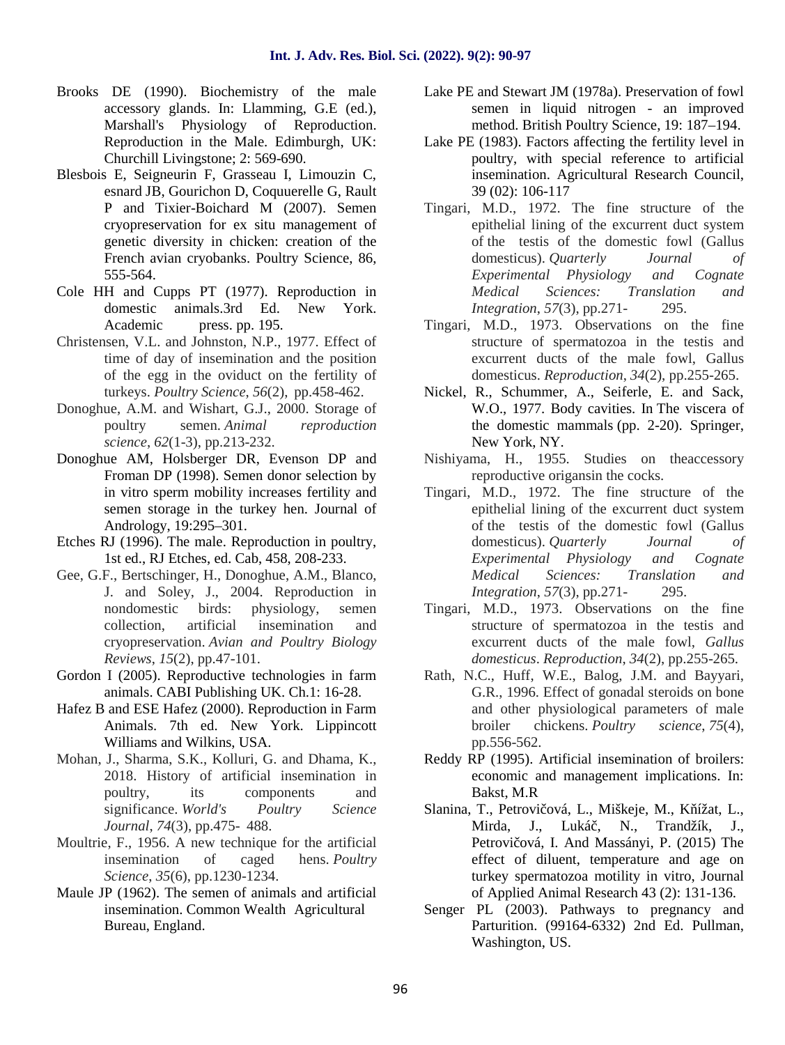Brooks DE (1990). Biochemistry of the male accessory glands. In: Llamming, G.E (ed.), Marshall's Physiology of Reproduction. Reproduction in the Male. Edimburgh, UK: Churchill Livingstone; 2: 569-690.

Blesbois E, Seigneurin F, Grasseau I, Limouzin C, esnard JB, Gourichon D, Coquuerelle G, Rault P and Tixier-Boichard M (2007). Semen cryopreservation for ex situ management of genetic diversity in chicken: creation of the French avian cryobanks. Poultry Science, 86, 555-564.

Cole HH and Cupps PT (1977). Reproduction in domestic animals.3rd Ed. New York. Academic press. pp. 195.

Christensen, V.L. and Johnston, N.P., 1977. Effect of time of day of insemination and the position of the egg in the oviduct on the fertility of turkeys. *Poultry Science*, *56*(2), pp.458-462.

Donoghue, A.M. and Wishart, G.J., 2000. Storage of poultry semen. *Animal reproduction science*, *62*(1-3), pp.213-232.

Donoghue AM, Holsberger DR, Evenson DP and Froman DP (1998). Semen donor selection by in vitro sperm mobility increases fertility and semen storage in the turkey hen. Journal of Andrology, 19:295–301.

Etches RJ (1996). The male. Reproduction in poultry, 1st ed., RJ Etches, ed. Cab, 458, 208-233.

Gee, G.F., Bertschinger, H., Donoghue, A.M., Blanco, J. and Soley, J., 2004. Reproduction in nondomestic birds: physiology, semen collection, artificial insemination and cryopreservation. *Avian and Poultry Biology Reviews*, *15*(2), pp.47-101.

Gordon I (2005). Reproductive technologies in farm animals. CABI Publishing UK. Ch.1: 16-28.

Hafez B and ESE Hafez (2000). Reproduction in Farm Animals. 7th ed. New York. Lippincott Williams and Wilkins, USA.

Mohan, J., Sharma, S.K., Kolluri, G. and Dhama, K., 2018. History of artificial insemination in poultry, its components and significance. *World's Poultry Science Journal*, *74*(3), pp.475- 488.

Moultrie, F., 1956. A new technique for the artificial insemination of caged hens. *Poultry Science*, *35*(6), pp.1230-1234.

Maule JP (1962). The semen of animals and artificial insemination. Common Wealth Agricultural Bureau, England.

Lake PE and Stewart JM (1978a). Preservation of fowl semen in liquid nitrogen - an improved method. British Poultry Science, 19: 187–194.

Lake PE (1983). Factors affecting the fertility level in poultry, with special reference to artificial insemination. Agricultural Research Council, 39 (02): 106-117

Tingari, M.D., 1972. The fine structure of the epithelial lining of the excurrent duct system of the testis of the domestic fowl (Gallus domesticus). *Quarterly Journal of Experimental Physiology and Cognate Medical Sciences: Translation and Integration*, *57*(3), pp.271- 295.

Tingari, M.D., 1973. Observations on the fine structure of spermatozoa in the testis and excurrent ducts of the male fowl, Gallus domesticus. *Reproduction*, *34*(2), pp.255-265.

Nickel, R., Schummer, A., Seiferle, E. and Sack, W.O., 1977. Body cavities. In The viscera of the domestic mammals (pp. 2-20). Springer, New York, NY.

Nishiyama, H., 1955. Studies on theaccessory reproductive origansin the cocks.

Tingari, M.D., 1972. The fine structure of the epithelial lining of the excurrent duct system of the testis of the domestic fowl (Gallus domesticus). *Quarterly Journal of Experimental Physiology and Cognate Medical Sciences: Translation and Integration*, *57*(3), pp.271- 295.

Tingari, M.D., 1973. Observations on the fine structure of spermatozoa in the testis and excurrent ducts of the male fowl, *Gallus domesticus*. *Reproduction*, *34*(2), pp.255-265.

Rath, N.C., Huff, W.E., Balog, J.M. and Bayyari, G.R., 1996. Effect of gonadal steroids on bone and other physiological parameters of male broiler chickens. *Poultry science*, *75*(4), pp.556-562.

Reddy RP (1995). Artificial insemination of broilers: economic and management implications. In: Bakst, M.R

Slanina, T., Petrovičová, L., Miškeje, M., Kňížat, L., Mirda, J., Lukáč, N., Trandžík, J., Petrovičová, I. And Massányi, P. (2015) The effect of diluent, temperature and age on turkey spermatozoa motility in vitro, Journal of Applied Animal Research 43 (2): 131-136.

Senger PL (2003). Pathways to pregnancy and Parturition. (99164-6332) 2nd Ed. Pullman, Washington, US.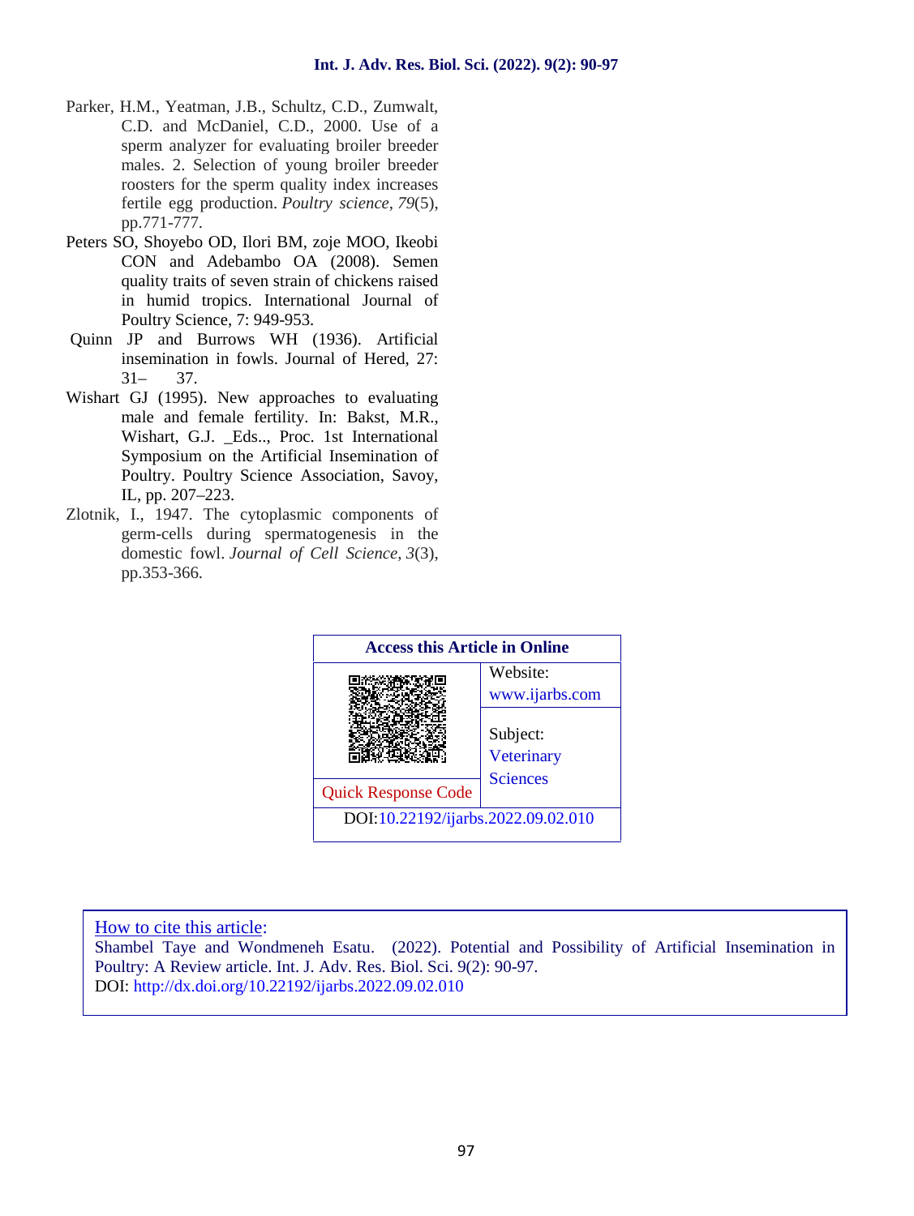Parker, H.M., Yeatman, J.B., Schultz, C.D., Zumwalt, C.D. and McDaniel, C.D., 2000. Use of a sperm analyzer for evaluating broiler breeder males. 2. Selection of young broiler breeder roosters for the sperm quality index increases fertile egg production. *Poultry science*, *79*(5), pp.771-777.

Peters SO, Shoyebo OD, Ilori BM, zoje MOO, Ikeobi CON and Adebambo OA (2008). Semen quality traits of seven strain of chickens raised in humid tropics. International Journal of Poultry Science, 7: 949-953.

Quinn JP and Burrows WH (1936). Artificial insemination in fowls. Journal of Hered, 27: 31– 37.

Wishart GJ (1995). New approaches to evaluating male and female fertility. In: Bakst, M.R., Wishart, G.J. _Eds.., Proc. 1st International Symposium on the Artificial Insemination of Poultry. Poultry Science Association, Savoy, IL, pp. 207–223.

Zlotnik, I., 1947. The cytoplasmic components of germ-cells during spermatogenesis in the domestic fowl. *Journal of Cell Science*, *3*(3), pp.353-366.

| Access this Article in Online | |
|---|---|
| | Website: www.ijarbs.com |
| Quick Response Code | Subject: Veterinary Sciences |
| DOI:10.22192/ijarbs.2022.09.02.010 | |

How to cite this article:
Shambel Taye and Wondmeneh Esatu. (2022). Potential and Possibility of Artificial Insemination in Poultry: A Review article. Int. J. Adv. Res. Biol. Sci. 9(2): 90-97.
DOI: http://dx.doi.org/10.22192/ijarbs.2022.09.02.010